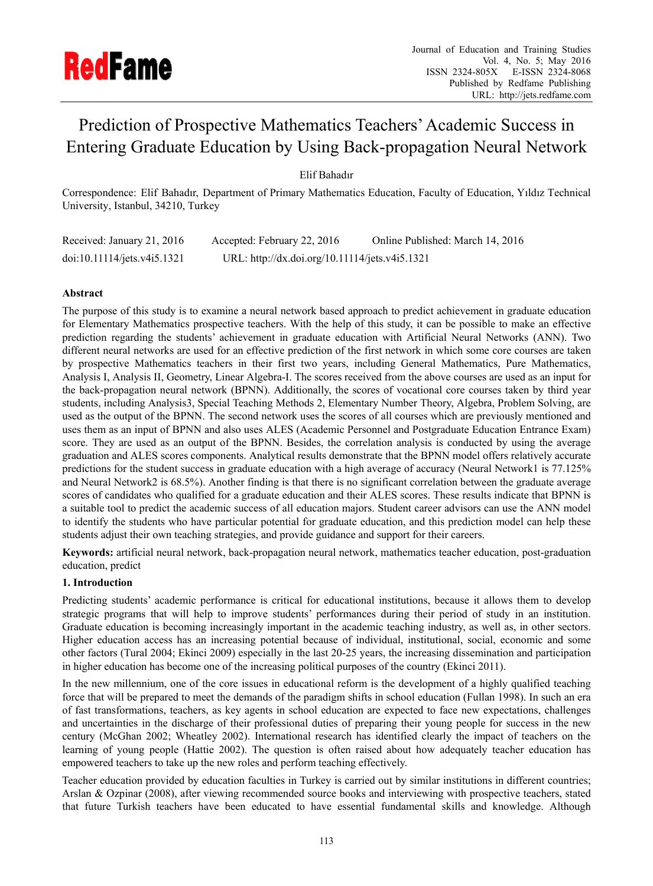# Prediction of Prospective Mathematics Teachers' Academic Success in Entering Graduate Education by Using Back-propagation Neural Network

Elif Bahadır

Correspondence: Elif Bahadır, Department of Primary Mathematics Education, Faculty of Education, Yıldız Technical University, Istanbul, 34210, Turkey

Received: January 21, 2016 Accepted: February 22, 2016 Online Published: March 14, 2016

doi:10.11114/jets.v4i5.1321 URL: http://dx.doi.org/10.11114/jets.v4i5.1321

**Abstract**

The purpose of this study is to examine a neural network based approach to predict achievement in graduate education for Elementary Mathematics prospective teachers. With the help of this study, it can be possible to make an effective prediction regarding the students' achievement in graduate education with Artificial Neural Networks (ANN). Two different neural networks are used for an effective prediction of the first network in which some core courses are taken by prospective Mathematics teachers in their first two years, including General Mathematics, Pure Mathematics, Analysis I, Analysis II, Geometry, Linear Algebra-I. The scores received from the above courses are used as an input for the back-propagation neural network (BPNN). Additionally, the scores of vocational core courses taken by third year students, including Analysis3, Special Teaching Methods 2, Elementary Number Theory, Algebra, Problem Solving, are used as the output of the BPNN. The second network uses the scores of all courses which are previously mentioned and uses them as an input of BPNN and also uses ALES (Academic Personnel and Postgraduate Education Entrance Exam) score. They are used as an output of the BPNN. Besides, the correlation analysis is conducted by using the average graduation and ALES scores components. Analytical results demonstrate that the BPNN model offers relatively accurate predictions for the student success in graduate education with a high average of accuracy (Neural Network1 is 77.125% and Neural Network2 is 68.5%). Another finding is that there is no significant correlation between the graduate average scores of candidates who qualified for a graduate education and their ALES scores. These results indicate that BPNN is a suitable tool to predict the academic success of all education majors. Student career advisors can use the ANN model to identify the students who have particular potential for graduate education, and this prediction model can help these students adjust their own teaching strategies, and provide guidance and support for their careers.

**Keywords:** artificial neural network, back-propagation neural network, mathematics teacher education, post-graduation education, predict

## 1. Introduction

Predicting students' academic performance is critical for educational institutions, because it allows them to develop strategic programs that will help to improve students' performances during their period of study in an institution. Graduate education is becoming increasingly important in the academic teaching industry, as well as, in other sectors. Higher education access has an increasing potential because of individual, institutional, social, economic and some other factors (Tural 2004; Ekinci 2009) especially in the last 20-25 years, the increasing dissemination and participation in higher education has become one of the increasing political purposes of the country (Ekinci 2011).

In the new millennium, one of the core issues in educational reform is the development of a highly qualified teaching force that will be prepared to meet the demands of the paradigm shifts in school education (Fullan 1998). In such an era of fast transformations, teachers, as key agents in school education are expected to face new expectations, challenges and uncertainties in the discharge of their professional duties of preparing their young people for success in the new century (McGhan 2002; Wheatley 2002). International research has identified clearly the impact of teachers on the learning of young people (Hattie 2002). The question is often raised about how adequately teacher education has empowered teachers to take up the new roles and perform teaching effectively.

Teacher education provided by education faculties in Turkey is carried out by similar institutions in different countries; Arslan & Ozpinar (2008), after viewing recommended source books and interviewing with prospective teachers, stated that future Turkish teachers have been educated to have essential fundamental skills and knowledge. Although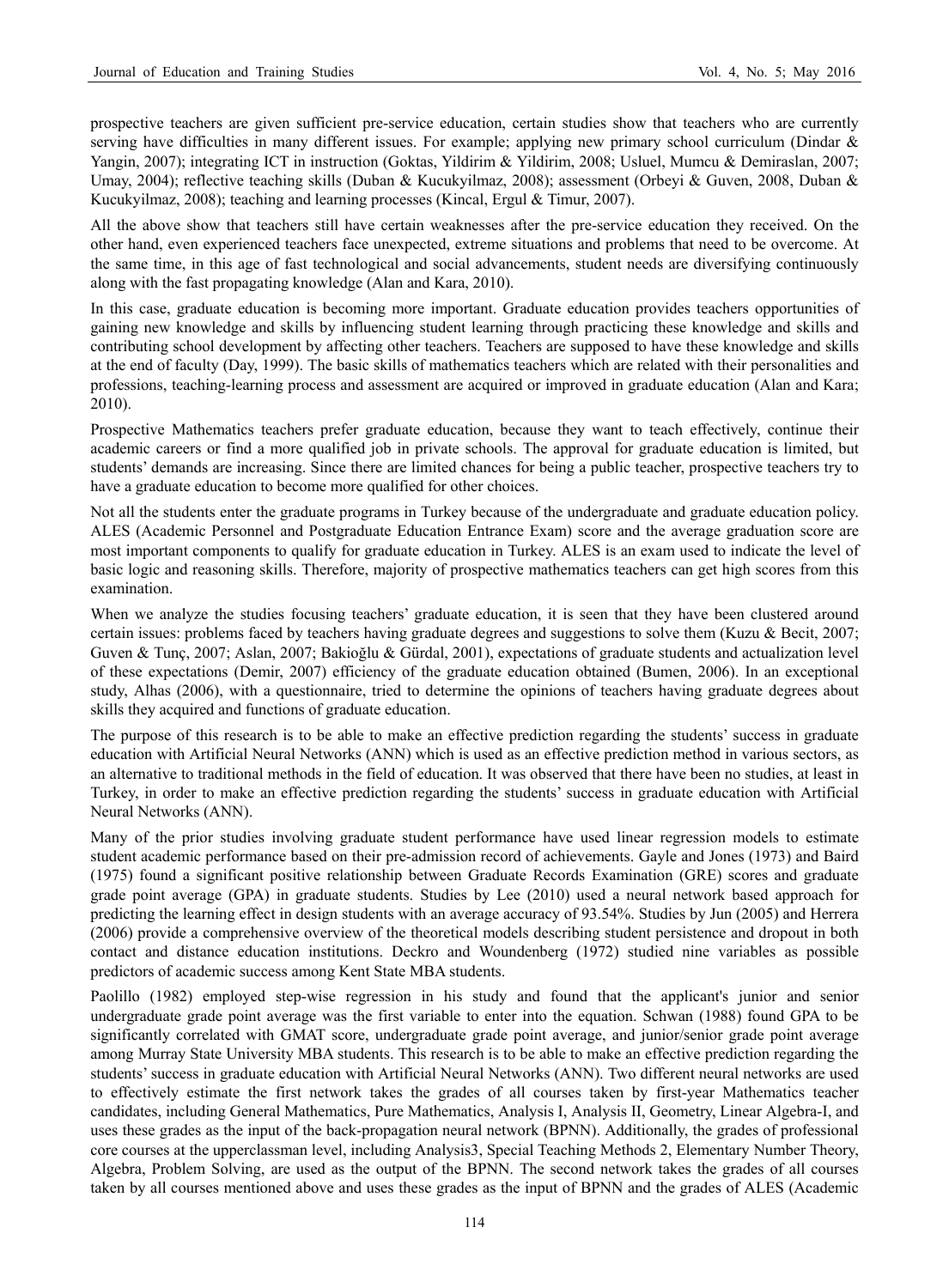prospective teachers are given sufficient pre-service education, certain studies show that teachers who are currently serving have difficulties in many different issues. For example; applying new primary school curriculum (Dindar & Yangin, 2007); integrating ICT in instruction (Goktas, Yildirim & Yildirim, 2008; Usluel, Mumcu & Demiraslan, 2007; Umay, 2004); reflective teaching skills (Duban & Kucukyilmaz, 2008); assessment (Orbeyi & Guven, 2008, Duban & Kucukyilmaz, 2008); teaching and learning processes (Kincal, Ergul & Timur, 2007).

All the above show that teachers still have certain weaknesses after the pre-service education they received. On the other hand, even experienced teachers face unexpected, extreme situations and problems that need to be overcome. At the same time, in this age of fast technological and social advancements, student needs are diversifying continuously along with the fast propagating knowledge (Alan and Kara, 2010).

In this case, graduate education is becoming more important. Graduate education provides teachers opportunities of gaining new knowledge and skills by influencing student learning through practicing these knowledge and skills and contributing school development by affecting other teachers. Teachers are supposed to have these knowledge and skills at the end of faculty (Day, 1999). The basic skills of mathematics teachers which are related with their personalities and professions, teaching-learning process and assessment are acquired or improved in graduate education (Alan and Kara; 2010).

Prospective Mathematics teachers prefer graduate education, because they want to teach effectively, continue their academic careers or find a more qualified job in private schools. The approval for graduate education is limited, but students' demands are increasing. Since there are limited chances for being a public teacher, prospective teachers try to have a graduate education to become more qualified for other choices.

Not all the students enter the graduate programs in Turkey because of the undergraduate and graduate education policy. ALES (Academic Personnel and Postgraduate Education Entrance Exam) score and the average graduation score are most important components to qualify for graduate education in Turkey. ALES is an exam used to indicate the level of basic logic and reasoning skills. Therefore, majority of prospective mathematics teachers can get high scores from this examination.

When we analyze the studies focusing teachers' graduate education, it is seen that they have been clustered around certain issues: problems faced by teachers having graduate degrees and suggestions to solve them (Kuzu & Becit, 2007; Guven & Tunç, 2007; Aslan, 2007; Bakioğlu & Gürdal, 2001), expectations of graduate students and actualization level of these expectations (Demir, 2007) efficiency of the graduate education obtained (Bumen, 2006). In an exceptional study, Alhas (2006), with a questionnaire, tried to determine the opinions of teachers having graduate degrees about skills they acquired and functions of graduate education.

The purpose of this research is to be able to make an effective prediction regarding the students' success in graduate education with Artificial Neural Networks (ANN) which is used as an effective prediction method in various sectors, as an alternative to traditional methods in the field of education. It was observed that there have been no studies, at least in Turkey, in order to make an effective prediction regarding the students' success in graduate education with Artificial Neural Networks (ANN).

Many of the prior studies involving graduate student performance have used linear regression models to estimate student academic performance based on their pre-admission record of achievements. Gayle and Jones (1973) and Baird (1975) found a significant positive relationship between Graduate Records Examination (GRE) scores and graduate grade point average (GPA) in graduate students. Studies by Lee (2010) used a neural network based approach for predicting the learning effect in design students with an average accuracy of 93.54%. Studies by Jun (2005) and Herrera (2006) provide a comprehensive overview of the theoretical models describing student persistence and dropout in both contact and distance education institutions. Deckro and Woundenberg (1972) studied nine variables as possible predictors of academic success among Kent State MBA students.

Paolillo (1982) employed step-wise regression in his study and found that the applicant's junior and senior undergraduate grade point average was the first variable to enter into the equation. Schwan (1988) found GPA to be significantly correlated with GMAT score, undergraduate grade point average, and junior/senior grade point average among Murray State University MBA students. This research is to be able to make an effective prediction regarding the students' success in graduate education with Artificial Neural Networks (ANN). Two different neural networks are used to effectively estimate the first network takes the grades of all courses taken by first-year Mathematics teacher candidates, including General Mathematics, Pure Mathematics, Analysis I, Analysis II, Geometry, Linear Algebra-I, and uses these grades as the input of the back-propagation neural network (BPNN). Additionally, the grades of professional core courses at the upperclassman level, including Analysis3, Special Teaching Methods 2, Elementary Number Theory, Algebra, Problem Solving, are used as the output of the BPNN. The second network takes the grades of all courses taken by all courses mentioned above and uses these grades as the input of BPNN and the grades of ALES (Academic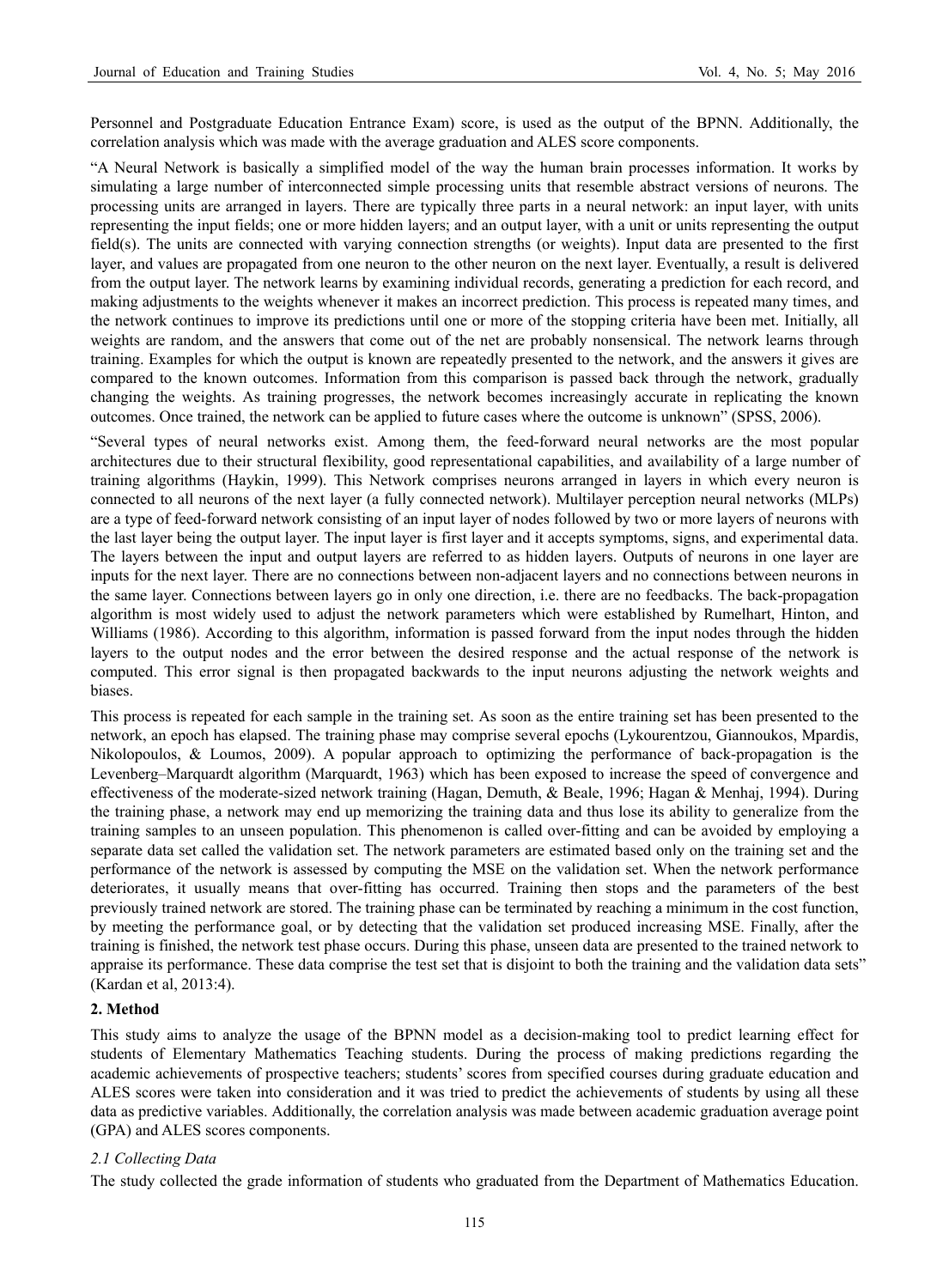Personnel and Postgraduate Education Entrance Exam) score, is used as the output of the BPNN. Additionally, the correlation analysis which was made with the average graduation and ALES score components.

"A Neural Network is basically a simplified model of the way the human brain processes information. It works by simulating a large number of interconnected simple processing units that resemble abstract versions of neurons. The processing units are arranged in layers. There are typically three parts in a neural network: an input layer, with units representing the input fields; one or more hidden layers; and an output layer, with a unit or units representing the output field(s). The units are connected with varying connection strengths (or weights). Input data are presented to the first layer, and values are propagated from one neuron to the other neuron on the next layer. Eventually, a result is delivered from the output layer. The network learns by examining individual records, generating a prediction for each record, and making adjustments to the weights whenever it makes an incorrect prediction. This process is repeated many times, and the network continues to improve its predictions until one or more of the stopping criteria have been met. Initially, all weights are random, and the answers that come out of the net are probably nonsensical. The network learns through training. Examples for which the output is known are repeatedly presented to the network, and the answers it gives are compared to the known outcomes. Information from this comparison is passed back through the network, gradually changing the weights. As training progresses, the network becomes increasingly accurate in replicating the known outcomes. Once trained, the network can be applied to future cases where the outcome is unknown" (SPSS, 2006).

"Several types of neural networks exist. Among them, the feed-forward neural networks are the most popular architectures due to their structural flexibility, good representational capabilities, and availability of a large number of training algorithms (Haykin, 1999). This Network comprises neurons arranged in layers in which every neuron is connected to all neurons of the next layer (a fully connected network). Multilayer perception neural networks (MLPs) are a type of feed-forward network consisting of an input layer of nodes followed by two or more layers of neurons with the last layer being the output layer. The input layer is first layer and it accepts symptoms, signs, and experimental data. The layers between the input and output layers are referred to as hidden layers. Outputs of neurons in one layer are inputs for the next layer. There are no connections between non-adjacent layers and no connections between neurons in the same layer. Connections between layers go in only one direction, i.e. there are no feedbacks. The back-propagation algorithm is most widely used to adjust the network parameters which were established by Rumelhart, Hinton, and Williams (1986). According to this algorithm, information is passed forward from the input nodes through the hidden layers to the output nodes and the error between the desired response and the actual response of the network is computed. This error signal is then propagated backwards to the input neurons adjusting the network weights and biases.

This process is repeated for each sample in the training set. As soon as the entire training set has been presented to the network, an epoch has elapsed. The training phase may comprise several epochs (Lykourentzou, Giannoukos, Mpardis, Nikolopoulos, & Loumos, 2009). A popular approach to optimizing the performance of back-propagation is the Levenberg–Marquardt algorithm (Marquardt, 1963) which has been exposed to increase the speed of convergence and effectiveness of the moderate-sized network training (Hagan, Demuth, & Beale, 1996; Hagan & Menhaj, 1994). During the training phase, a network may end up memorizing the training data and thus lose its ability to generalize from the training samples to an unseen population. This phenomenon is called over-fitting and can be avoided by employing a separate data set called the validation set. The network parameters are estimated based only on the training set and the performance of the network is assessed by computing the MSE on the validation set. When the network performance deteriorates, it usually means that over-fitting has occurred. Training then stops and the parameters of the best previously trained network are stored. The training phase can be terminated by reaching a minimum in the cost function, by meeting the performance goal, or by detecting that the validation set produced increasing MSE. Finally, after the training is finished, the network test phase occurs. During this phase, unseen data are presented to the trained network to appraise its performance. These data comprise the test set that is disjoint to both the training and the validation data sets" (Kardan et al, 2013:4).

## 2. Method

This study aims to analyze the usage of the BPNN model as a decision-making tool to predict learning effect for students of Elementary Mathematics Teaching students. During the process of making predictions regarding the academic achievements of prospective teachers; students' scores from specified courses during graduate education and ALES scores were taken into consideration and it was tried to predict the achievements of students by using all these data as predictive variables. Additionally, the correlation analysis was made between academic graduation average point (GPA) and ALES scores components.

### *2.1 Collecting Data*

The study collected the grade information of students who graduated from the Department of Mathematics Education.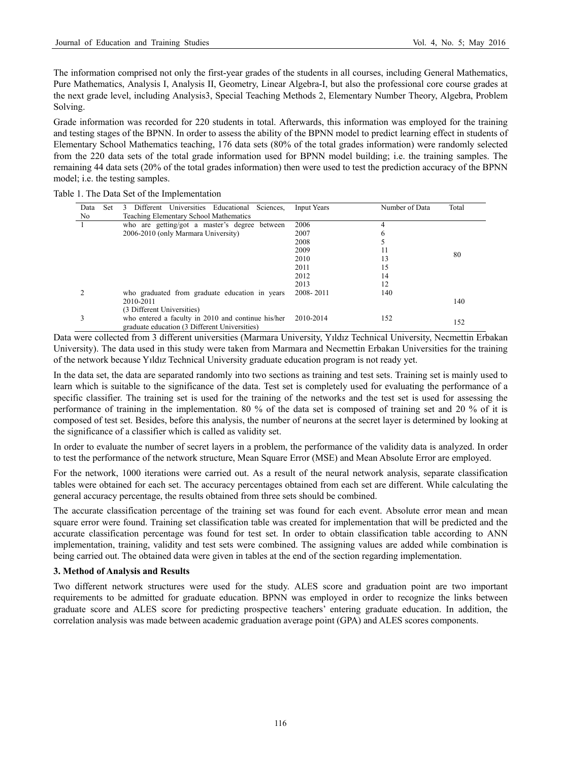The information comprised not only the first-year grades of the students in all courses, including General Mathematics, Pure Mathematics, Analysis I, Analysis II, Geometry, Linear Algebra-I, but also the professional core course grades at the next grade level, including Analysis3, Special Teaching Methods 2, Elementary Number Theory, Algebra, Problem Solving.

Grade information was recorded for 220 students in total. Afterwards, this information was employed for the training and testing stages of the BPNN. In order to assess the ability of the BPNN model to predict learning effect in students of Elementary School Mathematics teaching, 176 data sets (80% of the total grades information) were randomly selected from the 220 data sets of the total grade information used for BPNN model building; i.e. the training samples. The remaining 44 data sets (20% of the total grades information) then were used to test the prediction accuracy of the BPNN model; i.e. the testing samples.

Table 1. The Data Set of the Implementation

| Data Set No | 3 Different Universities Educational Sciences, Teaching Elementary School Mathematics | Input Years | Number of Data | Total |
|---|---|---|---|---|
| 1 | who are getting/got a master's degree between 2006-2010 (only Marmara University) | 2006 | 4 | 80 |
| | | 2007 | 6 | |
| | | 2008 | 5 | |
| | | 2009 | 11 | |
| | | 2010 | 13 | |
| | | 2011 | 15 | |
| | | 2012 | 14 | |
| | | 2013 | 12 | |
| 2 | who graduated from graduate education in years 2010-2011 (3 Different Universities) | 2008- 2011 | 140 | 140 |
| 3 | who entered a faculty in 2010 and continue his/her graduate education (3 Different Universities) | 2010-2014 | 152 | 152 |

Data were collected from 3 different universities (Marmara University, Yıldız Technical University, Necmettin Erbakan University). The data used in this study were taken from Marmara and Necmettin Erbakan Universities for the training of the network because Yıldız Technical University graduate education program is not ready yet.

In the data set, the data are separated randomly into two sections as training and test sets. Training set is mainly used to learn which is suitable to the significance of the data. Test set is completely used for evaluating the performance of a specific classifier. The training set is used for the training of the networks and the test set is used for assessing the performance of training in the implementation. 80 % of the data set is composed of training set and 20 % of it is composed of test set. Besides, before this analysis, the number of neurons at the secret layer is determined by looking at the significance of a classifier which is called as validity set.

In order to evaluate the number of secret layers in a problem, the performance of the validity data is analyzed. In order to test the performance of the network structure, Mean Square Error (MSE) and Mean Absolute Error are employed.

For the network, 1000 iterations were carried out. As a result of the neural network analysis, separate classification tables were obtained for each set. The accuracy percentages obtained from each set are different. While calculating the general accuracy percentage, the results obtained from three sets should be combined.

The accurate classification percentage of the training set was found for each event. Absolute error mean and mean square error were found. Training set classification table was created for implementation that will be predicted and the accurate classification percentage was found for test set. In order to obtain classification table according to ANN implementation, training, validity and test sets were combined. The assigning values are added while combination is being carried out. The obtained data were given in tables at the end of the section regarding implementation.

## 3. Method of Analysis and Results

Two different network structures were used for the study. ALES score and graduation point are two important requirements to be admitted for graduate education. BPNN was employed in order to recognize the links between graduate score and ALES score for predicting prospective teachers' entering graduate education. In addition, the correlation analysis was made between academic graduation average point (GPA) and ALES scores components.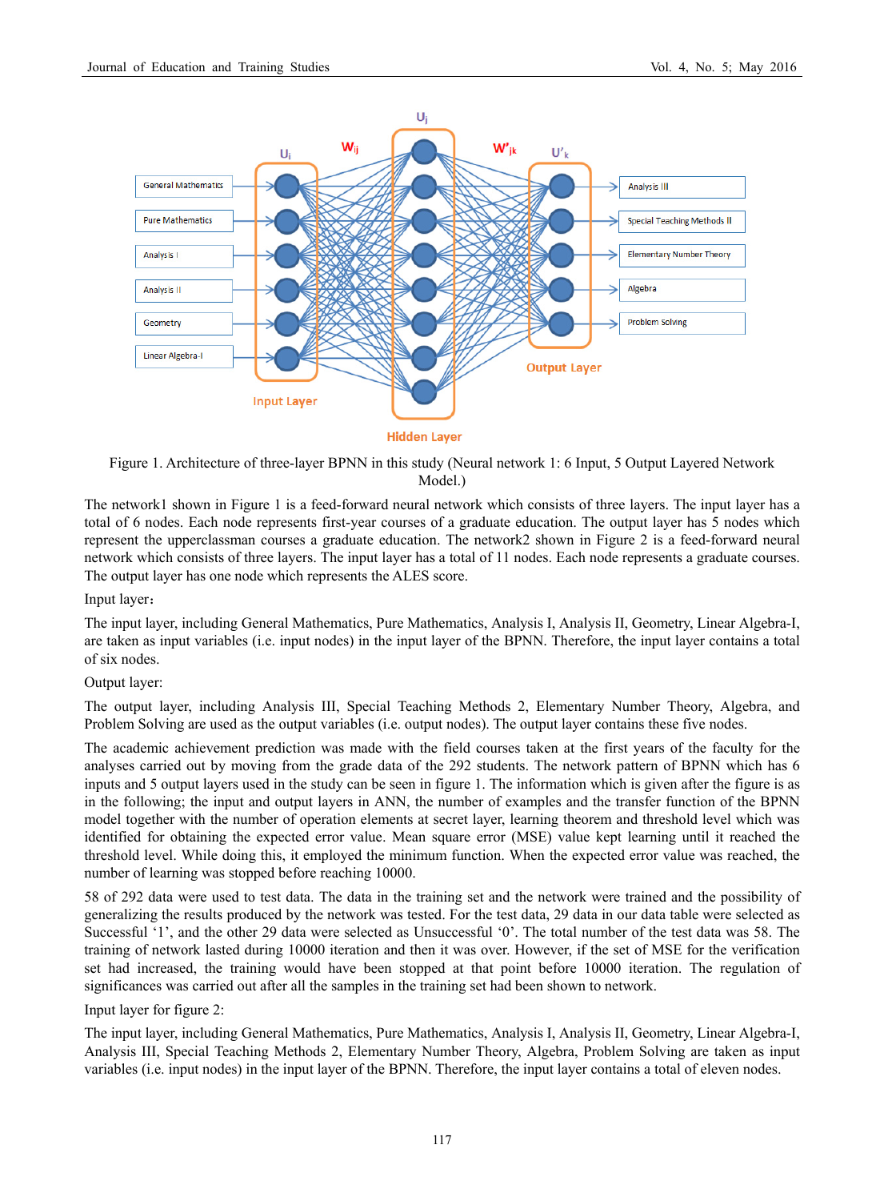Figure 1. Architecture of three-layer BPNN in this study (Neural network 1: 6 Input, 5 Output Layered Network Model.)

The network1 shown in Figure 1 is a feed-forward neural network which consists of three layers. The input layer has a total of 6 nodes. Each node represents first-year courses of a graduate education. The output layer has 5 nodes which represent the upperclassman courses a graduate education. The network2 shown in Figure 2 is a feed-forward neural network which consists of three layers. The input layer has a total of 11 nodes. Each node represents a graduate courses. The output layer has one node which represents the ALES score.

Input layer：

The input layer, including General Mathematics, Pure Mathematics, Analysis I, Analysis II, Geometry, Linear Algebra-I, are taken as input variables (i.e. input nodes) in the input layer of the BPNN. Therefore, the input layer contains a total of six nodes.

Output layer:

The output layer, including Analysis III, Special Teaching Methods 2, Elementary Number Theory, Algebra, and Problem Solving are used as the output variables (i.e. output nodes). The output layer contains these five nodes.

The academic achievement prediction was made with the field courses taken at the first years of the faculty for the analyses carried out by moving from the grade data of the 292 students. The network pattern of BPNN which has 6 inputs and 5 output layers used in the study can be seen in figure 1. The information which is given after the figure is as in the following; the input and output layers in ANN, the number of examples and the transfer function of the BPNN model together with the number of operation elements at secret layer, learning theorem and threshold level which was identified for obtaining the expected error value. Mean square error (MSE) value kept learning until it reached the threshold level. While doing this, it employed the minimum function. When the expected error value was reached, the number of learning was stopped before reaching 10000.

58 of 292 data were used to test data. The data in the training set and the network were trained and the possibility of generalizing the results produced by the network was tested. For the test data, 29 data in our data table were selected as Successful '1', and the other 29 data were selected as Unsuccessful '0'. The total number of the test data was 58. The training of network lasted during 10000 iteration and then it was over. However, if the set of MSE for the verification set had increased, the training would have been stopped at that point before 10000 iteration. The regulation of significances was carried out after all the samples in the training set had been shown to network.

Input layer for figure 2:

The input layer, including General Mathematics, Pure Mathematics, Analysis I, Analysis II, Geometry, Linear Algebra-I, Analysis III, Special Teaching Methods 2, Elementary Number Theory, Algebra, Problem Solving are taken as input variables (i.e. input nodes) in the input layer of the BPNN. Therefore, the input layer contains a total of eleven nodes.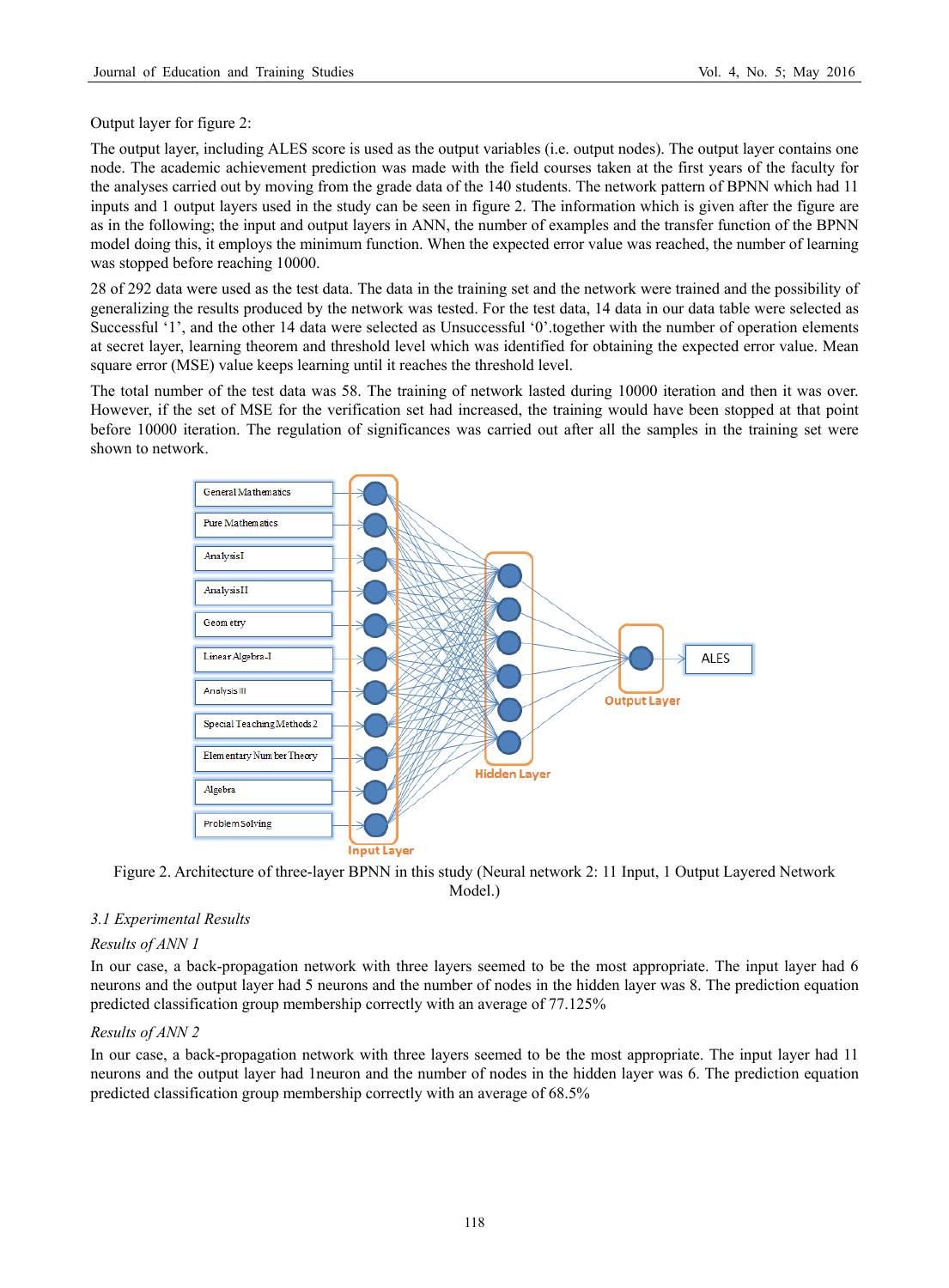Output layer for figure 2:

The output layer, including ALES score is used as the output variables (i.e. output nodes). The output layer contains one node. The academic achievement prediction was made with the field courses taken at the first years of the faculty for the analyses carried out by moving from the grade data of the 140 students. The network pattern of BPNN which had 11 inputs and 1 output layers used in the study can be seen in figure 2. The information which is given after the figure are as in the following; the input and output layers in ANN, the number of examples and the transfer function of the BPNN model doing this, it employs the minimum function. When the expected error value was reached, the number of learning was stopped before reaching 10000.

28 of 292 data were used as the test data. The data in the training set and the network were trained and the possibility of generalizing the results produced by the network was tested. For the test data, 14 data in our data table were selected as Successful '1', and the other 14 data were selected as Unsuccessful '0'.together with the number of operation elements at secret layer, learning theorem and threshold level which was identified for obtaining the expected error value. Mean square error (MSE) value keeps learning until it reaches the threshold level.

The total number of the test data was 58. The training of network lasted during 10000 iteration and then it was over. However, if the set of MSE for the verification set had increased, the training would have been stopped at that point before 10000 iteration. The regulation of significances was carried out after all the samples in the training set were shown to network.

Figure 2. Architecture of three-layer BPNN in this study (Neural network 2: 11 Input, 1 Output Layered Network Model.)

### *3.1 Experimental Results*

*Results of ANN 1*

In our case, a back-propagation network with three layers seemed to be the most appropriate. The input layer had 6 neurons and the output layer had 5 neurons and the number of nodes in the hidden layer was 8. The prediction equation predicted classification group membership correctly with an average of 77.125%

*Results of ANN 2*

In our case, a back-propagation network with three layers seemed to be the most appropriate. The input layer had 11 neurons and the output layer had 1neuron and the number of nodes in the hidden layer was 6. The prediction equation predicted classification group membership correctly with an average of 68.5%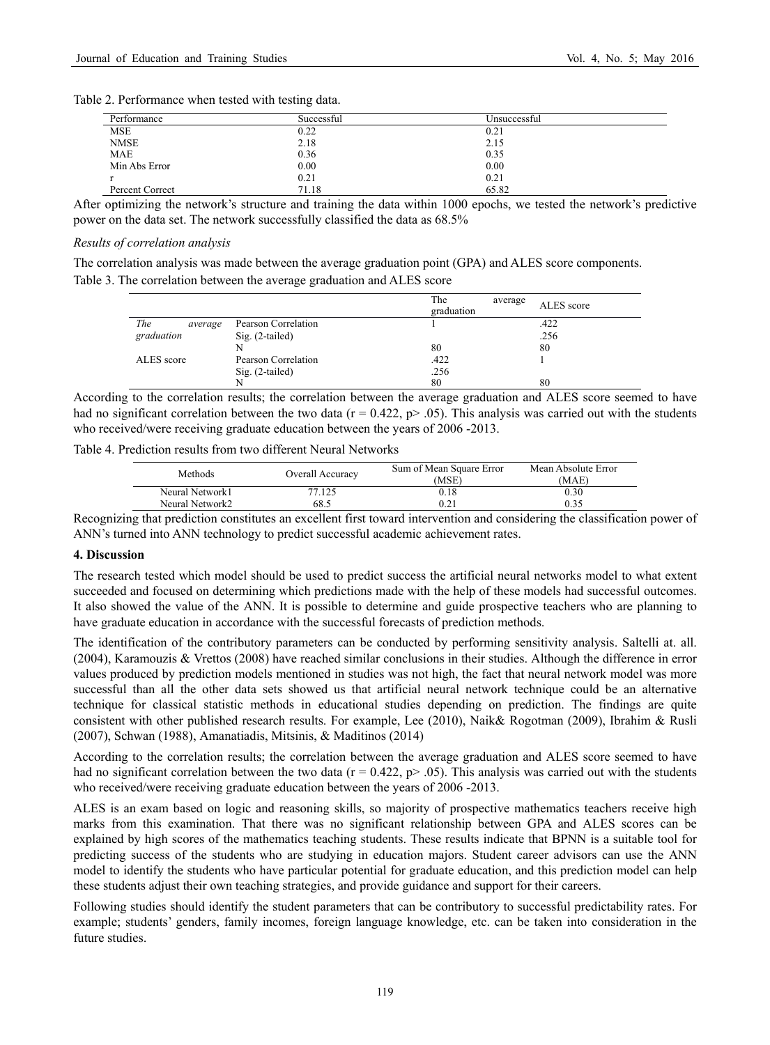Table 2. Performance when tested with testing data.

| Performance | Successful | Unsuccessful |
|---|---|---|
| MSE | 0.22 | 0.21 |
| NMSE | 2.18 | 2.15 |
| MAE | 0.36 | 0.35 |
| Min Abs Error | 0.00 | 0.00 |
| r | 0.21 | 0.21 |
| Percent Correct | 71.18 | 65.82 |

After optimizing the network's structure and training the data within 1000 epochs, we tested the network's predictive power on the data set. The network successfully classified the data as 68.5%

*Results of correlation analysis*

The correlation analysis was made between the average graduation point (GPA) and ALES score components.

Table 3. The correlation between the average graduation and ALES score

| | | The average graduation | ALES score |
|---|---|---|---|
| *The average graduation* | Pearson Correlation | 1 | .422 |
| | Sig. (2-tailed) | | .256 |
| | N | 80 | 80 |
| ALES score | Pearson Correlation | .422 | 1 |
| | Sig. (2-tailed) | .256 | |
| | N | 80 | 80 |

According to the correlation results; the correlation between the average graduation and ALES score seemed to have had no significant correlation between the two data ($r = 0.422$, $p > .05$). This analysis was carried out with the students who received/were receiving graduate education between the years of 2006 -2013.

Table 4. Prediction results from two different Neural Networks

| Methods | Overall Accuracy | Sum of Mean Square Error (MSE) | Mean Absolute Error (MAE) |
|---|---|---|---|
| Neural Network1 | 77.125 | 0.18 | 0.30 |
| Neural Network2 | 68.5 | 0.21 | 0.35 |

Recognizing that prediction constitutes an excellent first toward intervention and considering the classification power of ANN's turned into ANN technology to predict successful academic achievement rates.

## 4. Discussion

The research tested which model should be used to predict success the artificial neural networks model to what extent succeeded and focused on determining which predictions made with the help of these models had successful outcomes. It also showed the value of the ANN. It is possible to determine and guide prospective teachers who are planning to have graduate education in accordance with the successful forecasts of prediction methods.

The identification of the contributory parameters can be conducted by performing sensitivity analysis. Saltelli at. all. (2004), Karamouzis & Vrettos (2008) have reached similar conclusions in their studies. Although the difference in error values produced by prediction models mentioned in studies was not high, the fact that neural network model was more successful than all the other data sets showed us that artificial neural network technique could be an alternative technique for classical statistic methods in educational studies depending on prediction. The findings are quite consistent with other published research results. For example, Lee (2010), Naik& Rogotman (2009), Ibrahim & Rusli (2007), Schwan (1988), Amanatiadis, Mitsinis, & Maditinos (2014)

According to the correlation results; the correlation between the average graduation and ALES score seemed to have had no significant correlation between the two data ($r = 0.422$, $p > .05$). This analysis was carried out with the students who received/were receiving graduate education between the years of 2006 -2013.

ALES is an exam based on logic and reasoning skills, so majority of prospective mathematics teachers receive high marks from this examination. That there was no significant relationship between GPA and ALES scores can be explained by high scores of the mathematics teaching students. These results indicate that BPNN is a suitable tool for predicting success of the students who are studying in education majors. Student career advisors can use the ANN model to identify the students who have particular potential for graduate education, and this prediction model can help these students adjust their own teaching strategies, and provide guidance and support for their careers.

Following studies should identify the student parameters that can be contributory to successful predictability rates. For example; students' genders, family incomes, foreign language knowledge, etc. can be taken into consideration in the future studies.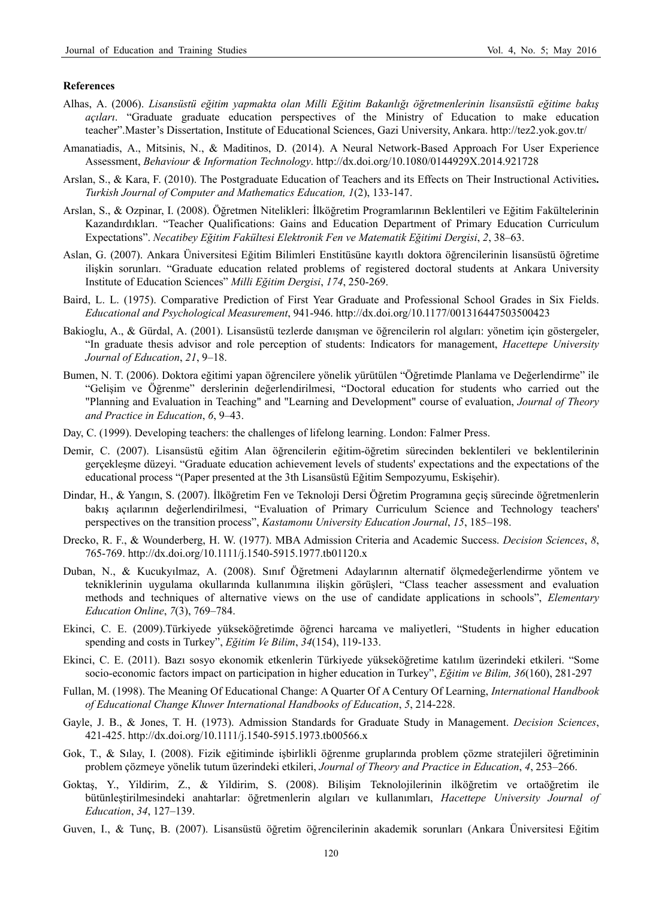### References

Alhas, A. (2006). *Lisansüstü eğitim yapmakta olan Milli Eğitim Bakanlığı öğretmenlerinin lisansüstü eğitime bakış açıları*. "Graduate graduate education perspectives of the Ministry of Education to make education teacher".Master's Dissertation, Institute of Educational Sciences, Gazi University, Ankara. http://tez2.yok.gov.tr/

Amanatiadis, A., Mitsinis, N., & Maditinos, D. (2014). A Neural Network-Based Approach For User Experience Assessment, *Behaviour & Information Technology*. http://dx.doi.org/10.1080/0144929X.2014.921728

Arslan, S., & Kara, F. (2010). The Postgraduate Education of Teachers and its Effects on Their Instructional Activities**.** *Turkish Journal of Computer and Mathematics Education, 1*(2), 133-147.

Arslan, S., & Ozpinar, I. (2008). Öğretmen Nitelikleri: İlköğretim Programlarının Beklentileri ve Eğitim Fakültelerinin Kazandırdıkları. "Teacher Qualifications: Gains and Education Department of Primary Education Curriculum Expectations". *Necatibey Eğitim Fakültesi Elektronik Fen ve Matematik Eğitimi Dergisi*, *2*, 38–63.

Aslan, G. (2007). Ankara Üniversitesi Eğitim Bilimleri Enstitüsüne kayıtlı doktora öğrencilerinin lisansüstü öğretime ilişkin sorunları. "Graduate education related problems of registered doctoral students at Ankara University Institute of Education Sciences" *Milli Eğitim Dergisi*, *174*, 250-269.

Baird, L. L. (1975). Comparative Prediction of First Year Graduate and Professional School Grades in Six Fields. *Educational and Psychological Measurement*, 941-946. http://dx.doi.org/10.1177/001316447503500423

Bakioglu, A., & Gürdal, A. (2001). Lisansüstü tezlerde danışman ve öğrencilerin rol algıları: yönetim için göstergeler, "In graduate thesis advisor and role perception of students: Indicators for management, *Hacettepe University Journal of Education*, *21*, 9–18.

Bumen, N. T. (2006). Doktora eğitimi yapan öğrencilere yönelik yürütülen "Öğretimde Planlama ve Değerlendirme" ile "Gelişim ve Öğrenme" derslerinin değerlendirilmesi, "Doctoral education for students who carried out the "Planning and Evaluation in Teaching" and "Learning and Development" course of evaluation, *Journal of Theory and Practice in Education*, *6*, 9–43.

Day, C. (1999). Developing teachers: the challenges of lifelong learning. London: Falmer Press.

Demir, C. (2007). Lisansüstü eğitim Alan öğrencilerin eğitim-öğretim sürecinden beklentileri ve beklentilerinin gerçekleşme düzeyi. "Graduate education achievement levels of students' expectations and the expectations of the educational process "(Paper presented at the 3th Lisansüstü Eğitim Sempozyumu, Eskişehir).

Dindar, H., & Yangın, S. (2007). İlköğretim Fen ve Teknoloji Dersi Öğretim Programına geçiş sürecinde öğretmenlerin bakış açılarının değerlendirilmesi, "Evaluation of Primary Curriculum Science and Technology teachers' perspectives on the transition process", *Kastamonu University Education Journal*, *15*, 185–198.

Drecko, R. F., & Wounderberg, H. W. (1977). MBA Admission Criteria and Academic Success. *Decision Sciences*, *8*, 765-769. http://dx.doi.org/10.1111/j.1540-5915.1977.tb01120.x

Duban, N., & Kucukyılmaz, A. (2008). Sınıf Öğretmeni Adaylarının alternatif ölçmedeğerlendirme yöntem ve tekniklerinin uygulama okullarında kullanımına ilişkin görüşleri, "Class teacher assessment and evaluation methods and techniques of alternative views on the use of candidate applications in schools", *Elementary Education Online*, *7*(3), 769–784.

Ekinci, C. E. (2009).Türkiyede yükseköğretimde öğrenci harcama ve maliyetleri, "Students in higher education spending and costs in Turkey", *Eğitim Ve Bilim*, *34*(154), 119-133.

Ekinci, C. E. (2011). Bazı sosyo ekonomik etkenlerin Türkiyede yükseköğretime katılım üzerindeki etkileri. "Some socio-economic factors impact on participation in higher education in Turkey", *Eğitim ve Bilim, 36*(160), 281-297

Fullan, M. (1998). The Meaning Of Educational Change: A Quarter Of A Century Of Learning, *International Handbook of Educational Change Kluwer International Handbooks of Education*, *5*, 214-228.

Gayle, J. B., & Jones, T. H. (1973). Admission Standards for Graduate Study in Management. *Decision Sciences*, 421-425. http://dx.doi.org/10.1111/j.1540-5915.1973.tb00566.x

Gok, T., & Sılay, I. (2008). Fizik eğitiminde işbirlikli öğrenme gruplarında problem çözme stratejileri öğretiminin problem çözmeye yönelik tutum üzerindeki etkileri, *Journal of Theory and Practice in Education*, *4*, 253–266.

Goktaş, Y., Yildirim, Z., & Yildirim, S. (2008). Bilişim Teknolojilerinin ilköğretim ve ortaöğretim ile bütünleştirilmesindeki anahtarlar: öğretmenlerin algıları ve kullanımları, *Hacettepe University Journal of Education*, *34*, 127–139.

Guven, I., & Tunç, B. (2007). Lisansüstü öğretim öğrencilerinin akademik sorunları (Ankara Üniversitesi Eğitim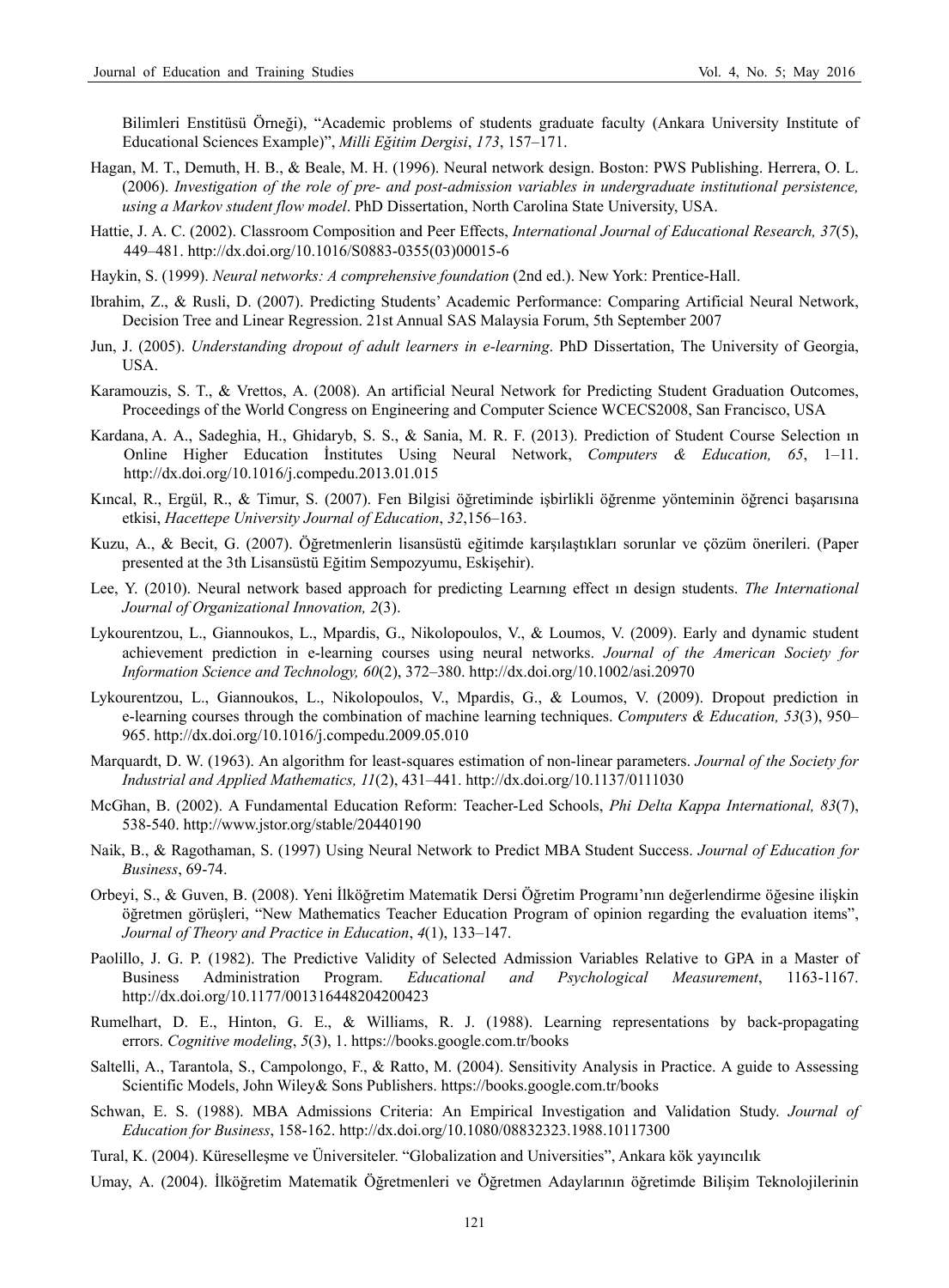Bilimleri Enstitüsü Örneği), "Academic problems of students graduate faculty (Ankara University Institute of Educational Sciences Example)", *Milli Eğitim Dergisi*, *173*, 157–171.

Hagan, M. T., Demuth, H. B., & Beale, M. H. (1996). Neural network design. Boston: PWS Publishing. Herrera, O. L. (2006). *Investigation of the role of pre- and post-admission variables in undergraduate institutional persistence, using a Markov student flow model*. PhD Dissertation, North Carolina State University, USA.

Hattie, J. A. C. (2002). Classroom Composition and Peer Effects, *International Journal of Educational Research, 37*(5), 449–481. http://dx.doi.org/10.1016/S0883-0355(03)00015-6

Haykin, S. (1999). *Neural networks: A comprehensive foundation* (2nd ed.). New York: Prentice-Hall.

Ibrahim, Z., & Rusli, D. (2007). Predicting Students' Academic Performance: Comparing Artificial Neural Network, Decision Tree and Linear Regression. 21st Annual SAS Malaysia Forum, 5th September 2007

Jun, J. (2005). *Understanding dropout of adult learners in e-learning*. PhD Dissertation, The University of Georgia, USA.

Karamouzis, S. T., & Vrettos, A. (2008). An artificial Neural Network for Predicting Student Graduation Outcomes, Proceedings of the World Congress on Engineering and Computer Science WCECS2008, San Francisco, USA

Kardana, A. A., Sadeghia, H., Ghidaryb, S. S., & Sania, M. R. F. (2013). Prediction of Student Course Selection ın Online Higher Education İnstitutes Using Neural Network, *Computers & Education, 65*, 1–11. http://dx.doi.org/10.1016/j.compedu.2013.01.015

Kıncal, R., Ergül, R., & Timur, S. (2007). Fen Bilgisi öğretiminde işbirlikli öğrenme yönteminin öğrenci başarısına etkisi, *Hacettepe University Journal of Education*, *32*,156–163.

Kuzu, A., & Becit, G. (2007). Öğretmenlerin lisansüstü eğitimde karşılaştıkları sorunlar ve çözüm önerileri. (Paper presented at the 3th Lisansüstü Eğitim Sempozyumu, Eskişehir).

Lee, Y. (2010). Neural network based approach for predicting Learnıng effect ın design students. *The International Journal of Organizational Innovation, 2*(3).

Lykourentzou, L., Giannoukos, L., Mpardis, G., Nikolopoulos, V., & Loumos, V. (2009). Early and dynamic student achievement prediction in e-learning courses using neural networks. *Journal of the American Society for Information Science and Technology, 60*(2), 372–380. http://dx.doi.org/10.1002/asi.20970

Lykourentzou, L., Giannoukos, L., Nikolopoulos, V., Mpardis, G., & Loumos, V. (2009). Dropout prediction in e-learning courses through the combination of machine learning techniques. *Computers & Education, 53*(3), 950–965. http://dx.doi.org/10.1016/j.compedu.2009.05.010

Marquardt, D. W. (1963). An algorithm for least-squares estimation of non-linear parameters. *Journal of the Society for Industrial and Applied Mathematics, 11*(2), 431–441. http://dx.doi.org/10.1137/0111030

McGhan, B. (2002). A Fundamental Education Reform: Teacher-Led Schools, *Phi Delta Kappa International, 83*(7), 538-540. http://www.jstor.org/stable/20440190

Naik, B., & Ragothaman, S. (1997) Using Neural Network to Predict MBA Student Success. *Journal of Education for Business*, 69-74.

Orbeyi, S., & Guven, B. (2008). Yeni İlköğretim Matematik Dersi Öğretim Programı'nın değerlendirme öğesine ilişkin öğretmen görüşleri, "New Mathematics Teacher Education Program of opinion regarding the evaluation items", *Journal of Theory and Practice in Education*, *4*(1), 133–147.

Paolillo, J. G. P. (1982). The Predictive Validity of Selected Admission Variables Relative to GPA in a Master of Business Administration Program. *Educational and Psychological Measurement*, 1163-1167. http://dx.doi.org/10.1177/001316448204200423

Rumelhart, D. E., Hinton, G. E., & Williams, R. J. (1988). Learning representations by back-propagating errors. *Cognitive modeling*, *5*(3), 1. https://books.google.com.tr/books

Saltelli, A., Tarantola, S., Campolongo, F., & Ratto, M. (2004). Sensitivity Analysis in Practice. A guide to Assessing Scientific Models, John Wiley& Sons Publishers. https://books.google.com.tr/books

Schwan, E. S. (1988). MBA Admissions Criteria: An Empirical Investigation and Validation Study. *Journal of Education for Business*, 158-162. http://dx.doi.org/10.1080/08832323.1988.10117300

Tural, K. (2004). Küreselleşme ve Üniversiteler. "Globalization and Universities", Ankara kök yayıncılık

Umay, A. (2004). İlköğretim Matematik Öğretmenleri ve Öğretmen Adaylarının öğretimde Bilişim Teknolojilerinin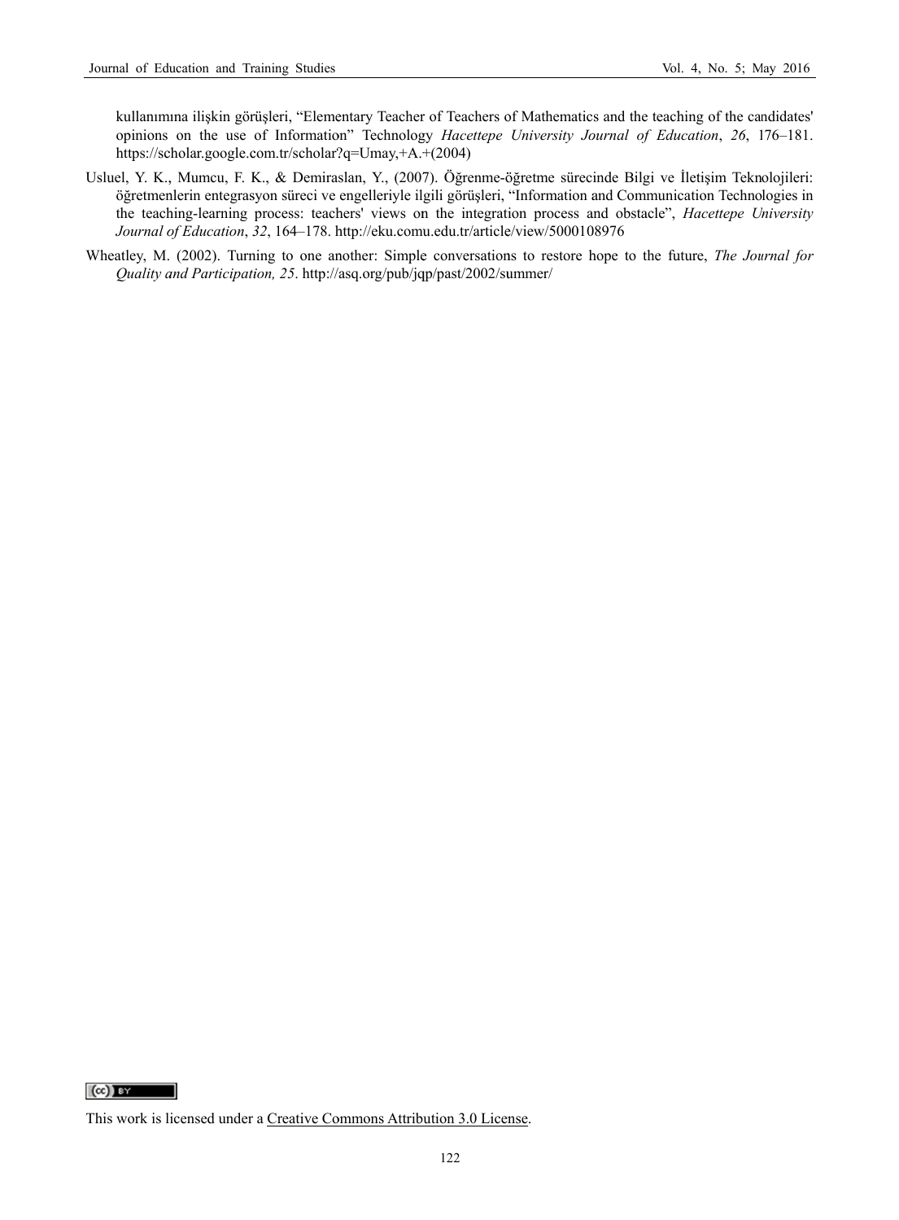kullanımına ilişkin görüşleri, "Elementary Teacher of Teachers of Mathematics and the teaching of the candidates' opinions on the use of Information" Technology *Hacettepe University Journal of Education*, *26*, 176–181. https://scholar.google.com.tr/scholar?q=Umay,+A.+(2004)

Usluel, Y. K., Mumcu, F. K., & Demiraslan, Y., (2007). Öğrenme-öğretme sürecinde Bilgi ve İletişim Teknolojileri: öğretmenlerin entegrasyon süreci ve engelleriyle ilgili görüşleri, "Information and Communication Technologies in the teaching-learning process: teachers' views on the integration process and obstacle", *Hacettepe University Journal of Education*, *32*, 164–178. http://eku.comu.edu.tr/article/view/5000108976

Wheatley, M. (2002). Turning to one another: Simple conversations to restore hope to the future, *The Journal for Quality and Participation, 25*. http://asq.org/pub/jqp/past/2002/summer/

This work is licensed under a Creative Commons Attribution 3.0 License.